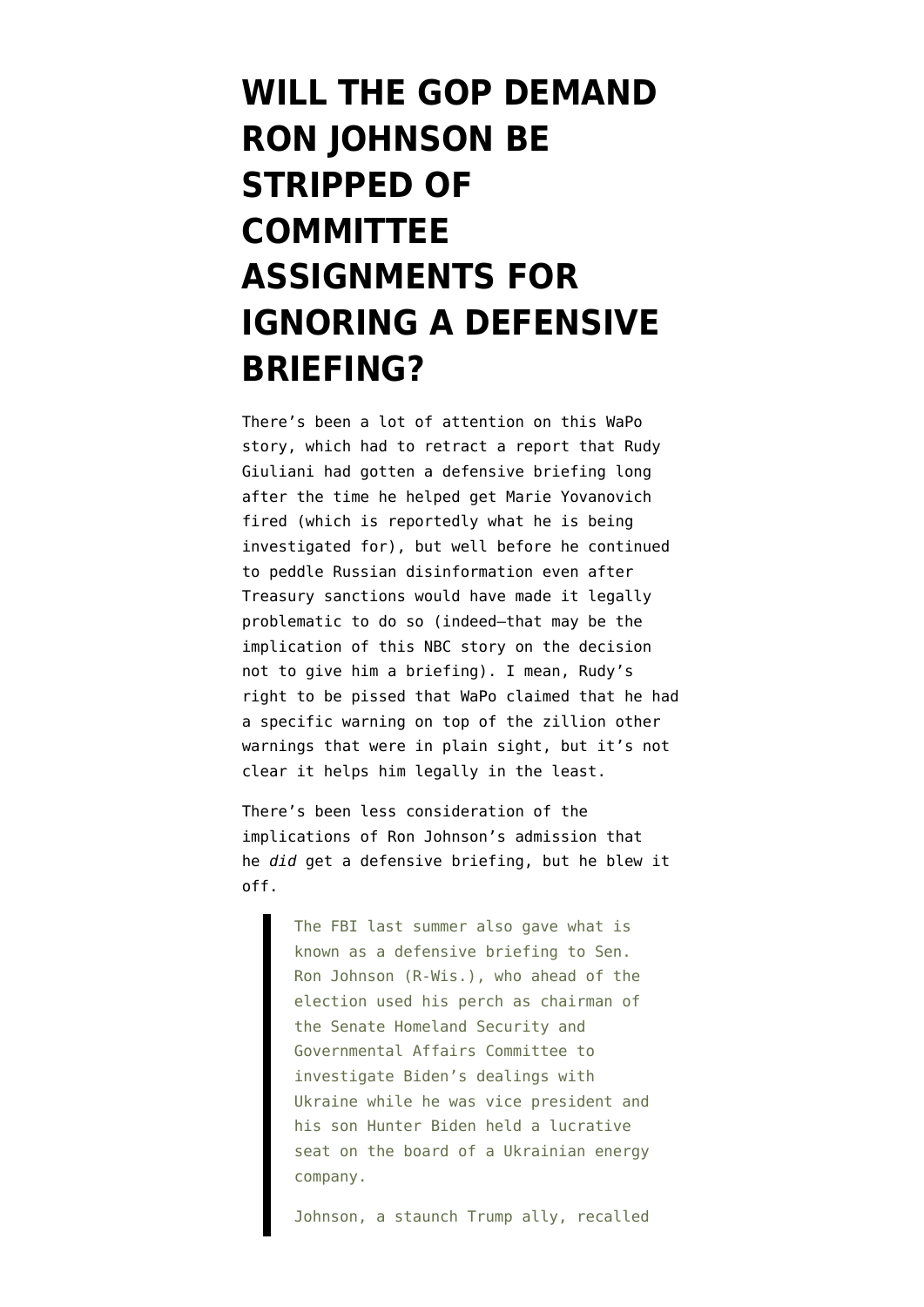# WILL THE GOP DEMAND RON JOHNSON BE STRIPPED OF COMMITTEE ASSIGNMENTS FOR IGNORING A DEFENSIVE BRIEFING?

There's been a lot of attention on this WaPo story, which had to retract a report that Rudy Giuliani had gotten a defensive briefing long after the time he helped get Marie Yovanovich fired (which is reportedly what he is being investigated for), but well before he continued to peddle Russian disinformation even after Treasury sanctions would have made it legally problematic to do so (indeed—that may be the implication of this NBC story on the decision not to give him a briefing). I mean, Rudy's right to be pissed that WaPo claimed that he had a specific warning on top of the zillion other warnings that were in plain sight, but it's not clear it helps him legally in the least.

There's been less consideration of the implications of Ron Johnson's admission that he *did* get a defensive briefing, but he blew it off.

> The FBI last summer also gave what is known as a defensive briefing to Sen. Ron Johnson (R-Wis.), who ahead of the election used his perch as chairman of the Senate Homeland Security and Governmental Affairs Committee to investigate Biden's dealings with Ukraine while he was vice president and his son Hunter Biden held a lucrative seat on the board of a Ukrainian energy company.
>
> Johnson, a staunch Trump ally, recalled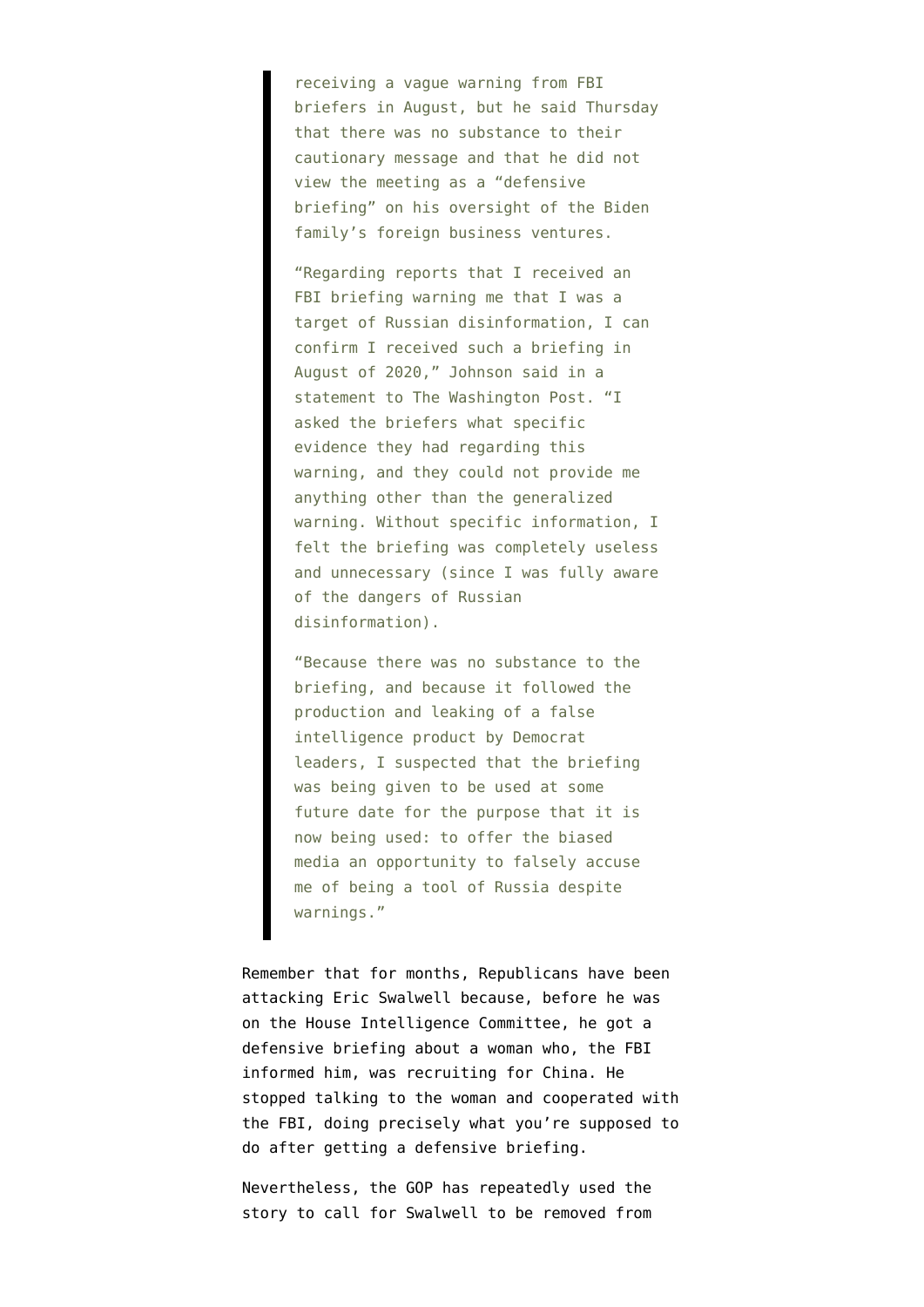> receiving a vague warning from FBI briefers in August, but he said Thursday that there was no substance to their cautionary message and that he did not view the meeting as a "defensive briefing" on his oversight of the Biden family's foreign business ventures.
>
> "Regarding reports that I received an FBI briefing warning me that I was a target of Russian disinformation, I can confirm I received such a briefing in August of 2020," Johnson said in a statement to The Washington Post. "I asked the briefers what specific evidence they had regarding this warning, and they could not provide me anything other than the generalized warning. Without specific information, I felt the briefing was completely useless and unnecessary (since I was fully aware of the dangers of Russian disinformation).
>
> "Because there was no substance to the briefing, and because it followed the production and leaking of a false intelligence product by Democrat leaders, I suspected that the briefing was being given to be used at some future date for the purpose that it is now being used: to offer the biased media an opportunity to falsely accuse me of being a tool of Russia despite warnings."

Remember that for months, Republicans have been attacking Eric Swalwell because, before he was on the House Intelligence Committee, he got a defensive briefing about a woman who, the FBI informed him, was recruiting for China. He stopped talking to the woman and cooperated with the FBI, doing precisely what you're supposed to do after getting a defensive briefing.

Nevertheless, the GOP has repeatedly used the story to call for Swalwell to be removed from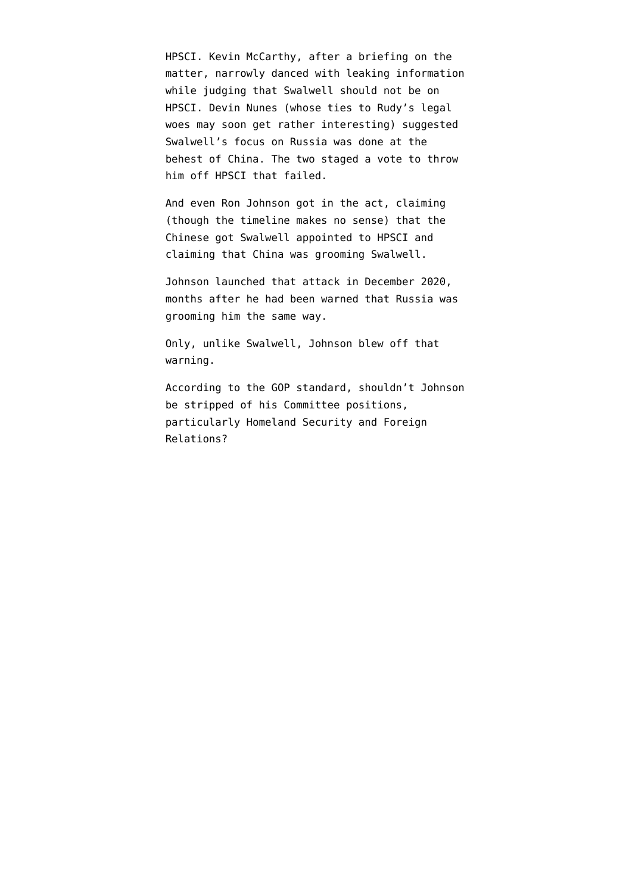HPSCI. Kevin McCarthy, after a briefing on the matter, narrowly danced with leaking information while judging that Swalwell should not be on HPSCI. Devin Nunes (whose ties to Rudy's legal woes may soon get rather interesting) suggested Swalwell's focus on Russia was done at the behest of China. The two staged a vote to throw him off HPSCI that failed.

And even Ron Johnson got in the act, claiming (though the timeline makes no sense) that the Chinese got Swalwell appointed to HPSCI and claiming that China was grooming Swalwell.

Johnson launched that attack in December 2020, months after he had been warned that Russia was grooming him the same way.

Only, unlike Swalwell, Johnson blew off that warning.

According to the GOP standard, shouldn't Johnson be stripped of his Committee positions, particularly Homeland Security and Foreign Relations?